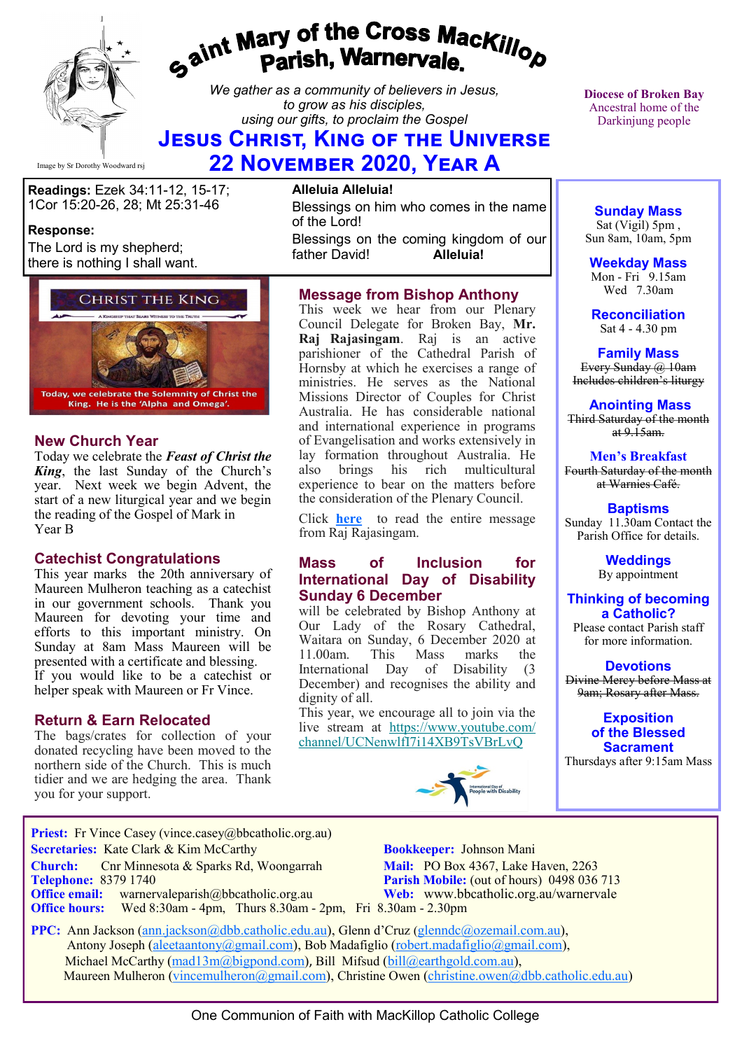# Saint Mary of the Cross MacKillop Parish, Warnervale.

*We gather as a community of believers in Jesus, to grow as his disciples, using our gifts, to proclaim the Gospel*

## Jesus Christ, King of the Universe

## 22 November 2020, Year A

Image by Sr Dorothy Woodward rsj

**Diocese of Broken Bay**
Ancestral home of the Darkinjung people

**Readings:** Ezek 34:11-12, 15-17; 1Cor 15:20-26, 28; Mt 25:31-46

**Response:**
The Lord is my shepherd;
there is nothing I shall want.

**Alleluia Alleluia!**
Blessings on him who comes in the name of the Lord!
Blessings on the coming kingdom of our father David! **Alleluia!**

CHRIST THE KING
A KINGSHIP THAT BEARS WITNESS TO THE TRUTH
Today, we celebrate the Solemnity of Christ the King. He is the 'Alpha and Omega'.

### New Church Year

Today we celebrate the ***Feast of Christ the King***, the last Sunday of the Church's year. Next week we begin Advent, the start of a new liturgical year and we begin the reading of the Gospel of Mark in Year B

### Catechist Congratulations

This year marks the 20th anniversary of Maureen Mulheron teaching as a catechist in our government schools. Thank you Maureen for devoting your time and efforts to this important ministry. On Sunday at 8am Mass Maureen will be presented with a certificate and blessing.
If you would like to be a catechist or helper speak with Maureen or Fr Vince.

### Return & Earn Relocated

The bags/crates for collection of your donated recycling have been moved to the northern side of the Church. This is much tidier and we are hedging the area. Thank you for your support.

### Message from Bishop Anthony

This week we hear from our Plenary Council Delegate for Broken Bay, **Mr. Raj Rajasingam**. Raj is an active parishioner of the Cathedral Parish of Hornsby at which he exercises a range of ministries. He serves as the National Missions Director of Couples for Christ Australia. He has considerable national and international experience in programs of Evangelisation and works extensively in lay formation throughout Australia. He also brings his rich multicultural experience to bear on the matters before the consideration of the Plenary Council.

Click **here** to read the entire message from Raj Rajasingam.

### Mass of Inclusion for International Day of Disability Sunday 6 December

will be celebrated by Bishop Anthony at Our Lady of the Rosary Cathedral, Waitara on Sunday, 6 December 2020 at 11.00am. This Mass marks the International Day of Disability (3 December) and recognises the ability and dignity of all.
This year, we encourage all to join via the live stream at https://www.youtube.com/channel/UCNenwlfI7i14XB9TsVBrLvQ

International Day of People with Disability

### Sunday Mass
Sat (Vigil) 5pm ,
Sun 8am, 10am, 5pm

### Weekday Mass
Mon - Fri 9.15am
Wed 7.30am

### Reconciliation
Sat 4 - 4.30 pm

### Family Mass
~~Every Sunday @ 10am~~
~~Includes children's liturgy~~

### Anointing Mass
~~Third Saturday of the month at 9.15am.~~

### Men's Breakfast
~~Fourth Saturday of the month at Warnies Café.~~

### Baptisms
Sunday 11.30am Contact the Parish Office for details.

### Weddings
By appointment

### Thinking of becoming a Catholic?
Please contact Parish staff for more information.

### Devotions
~~Divine Mercy before Mass at 9am; Rosary after Mass.~~

### Exposition of the Blessed Sacrament
Thursdays after 9:15am Mass

**Priest:** Fr Vince Casey (vince.casey@bbcatholic.org.au)
**Secretaries:** Kate Clark & Kim McCarthy
**Bookkeeper:** Johnson Mani
**Church:** Cnr Minnesota & Sparks Rd, Woongarrah
**Mail:** PO Box 4367, Lake Haven, 2263
**Telephone:** 8379 1740
**Parish Mobile:** (out of hours) 0498 036 713
**Office email:** warnervaleparish@bbcatholic.org.au
**Web:** www.bbcatholic.org.au/warnervale
**Office hours:** Wed 8:30am - 4pm, Thurs 8.30am - 2pm, Fri 8.30am - 2.30pm

**PPC:** Ann Jackson (ann.jackson@dbb.catholic.edu.au), Glenn d'Cruz (glenndc@ozemail.com.au), Antony Joseph (aleetaantony@gmail.com), Bob Madafiglio (robert.madafiglio@gmail.com), Michael McCarthy (mad13m@bigpond.com), Bill Mifsud (bill@earthgold.com.au), Maureen Mulheron (vincemulheron@gmail.com), Christine Owen (christine.owen@dbb.catholic.edu.au)

One Communion of Faith with MacKillop Catholic College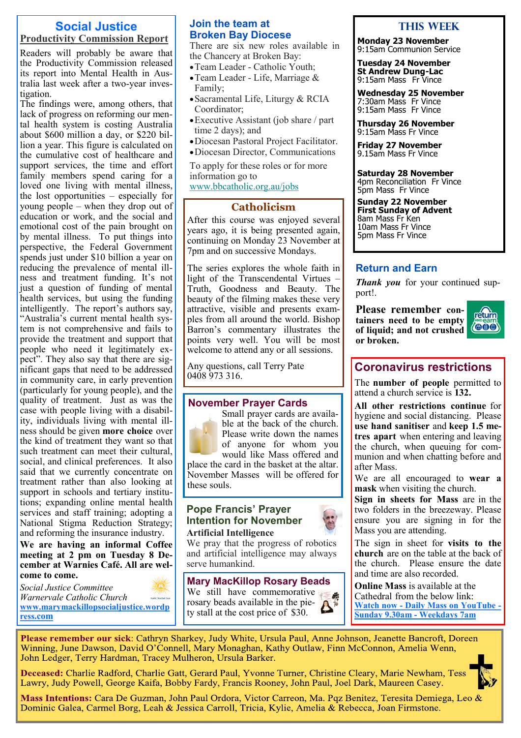## Social Justice

### Productivity Commission Report

Readers will probably be aware that the Productivity Commission released its report into Mental Health in Australia last week after a two-year investigation.

The findings were, among others, that lack of progress on reforming our mental health system is costing Australia about $600 million a day, or $220 billion a year. This figure is calculated on the cumulative cost of healthcare and support services, the time and effort family members spend caring for a loved one living with mental illness, the lost opportunities – especially for young people – when they drop out of education or work, and the social and emotional cost of the pain brought on by mental illness. To put things into perspective, the Federal Government spends just under $10 billion a year on reducing the prevalence of mental illness and treatment funding. It's not just a question of funding of mental health services, but using the funding intelligently. The report's authors say, "Australia's current mental health system is not comprehensive and fails to provide the treatment and support that people who need it legitimately expect". They also say that there are significant gaps that need to be addressed in community care, in early prevention (particularly for young people), and the quality of treatment. Just as was the case with people living with a disability, individuals living with mental illness should be given **more choice** over the kind of treatment they want so that such treatment can meet their cultural, social, and clinical preferences. It also said that we currently concentrate on treatment rather than also looking at support in schools and tertiary institutions; expanding online mental health services and staff training; adopting a National Stigma Reduction Strategy; and reforming the insurance industry.

**We are having an informal Coffee meeting at 2 pm on Tuesday 8 December at Warnies Café. All are welcome to come.**

*Social Justice Committee*
*Warnervale Catholic Church*
**www.marymackillopsocialjustice.wordpress.com**

## Join the team at Broken Bay Diocese

There are six new roles available in the Chancery at Broken Bay:

- Team Leader - Catholic Youth;
- Team Leader - Life, Marriage & Family;
- Sacramental Life, Liturgy & RCIA Coordinator;
- Executive Assistant (job share / part time 2 days); and
- Diocesan Pastoral Project Facilitator.
- Diocesan Director, Communications

To apply for these roles or for more information go to www.bbcatholic.org.au/jobs

## Catholicism

After this course was enjoyed several years ago, it is being presented again, continuing on Monday 23 November at 7pm and on successive Mondays.

The series explores the whole faith in light of the Transcendental Virtues – Truth, Goodness and Beauty. The beauty of the filming makes these very attractive, visible and presents examples from all around the world. Bishop Barron's commentary illustrates the points very well. You will be most welcome to attend any or all sessions.

Any questions, call Terry Pate 0408 973 316.

## November Prayer Cards

Small prayer cards are available at the back of the church. Please write down the names of anyone for whom you would like Mass offered and place the card in the basket at the altar. November Masses will be offered for these souls.

## Pope Francis' Prayer Intention for November

**Artificial Intelligence**

We pray that the progress of robotics and artificial intelligence may always serve humankind.

## Mary MacKillop Rosary Beads

We still have commemorative rosary beads available in the piety stall at the cost price of $30.

## THIS WEEK

**Monday 23 November**
9:15am Communion Service

**Tuesday 24 November**
**St Andrew Dung-Lac**
9:15am Mass Fr Vince

**Wednesday 25 November**
7:30am Mass Fr Vince
9:15am Mass Fr Vince

**Thursday 26 November**
9:15am Mass Fr Vince

**Friday 27 November**
9.15am Mass Fr Vince

**Saturday 28 November**
4pm Reconciliation Fr Vince
5pm Mass Fr Vince

**Sunday 22 November**
**First Sunday of Advent**
8am Mass Fr Ken
10am Mass Fr Vince
5pm Mass Fr Vince

## Return and Earn

***Thank you*** for your continued support!.

**Please remember containers need to be empty of liquid; and not crushed or broken.**

## Coronavirus restrictions

The **number of people** permitted to attend a church service is **132.**

**All other restrictions continue** for hygiene and social distancing. Please **use hand sanitiser** and **keep 1.5 metres apart** when entering and leaving the church, when queuing for communion and when chatting before and after Mass.

We are all encouraged to **wear a mask** when visiting the church.

**Sign in sheets for Mass** are in the two folders in the breezeway. Please ensure you are signing in for the Mass you are attending.

The sign in sheet for **visits to the church** are on the table at the back of the church. Please ensure the date and time are also recorded.

**Online Mass** is available at the Cathedral from the below link:
**Watch now - Daily Mass on YouTube - Sunday 9.30am - Weekdays 7am**

---

**Please remember our sick**: Cathryn Sharkey, Judy White, Ursula Paul, Anne Johnson, Jeanette Bancroft, Doreen Winning, June Dawson, David O'Connell, Mary Monaghan, Kathy Outlaw, Finn McConnon, Amelia Wenn, John Ledger, Terry Hardman, Tracey Mulheron, Ursula Barker.

**Deceased:** Charlie Radford, Charlie Gatt, Gerard Paul, Yvonne Turner, Christine Cleary, Marie Newham, Tess Lawry, Judy Powell, George Kaifa, Bobby Fardy, Francis Rooney, John Paul, Joel Dark, Maureen Casey.

**Mass Intentions:** Cara De Guzman, John Paul Ordora, Victor Carreon, Ma. Pqz Benitez, Teresita Demiega, Leo & Dominic Galea, Carmel Borg, Leah & Jessica Carroll, Tricia, Kylie, Amelia & Rebecca, Joan Firmstone.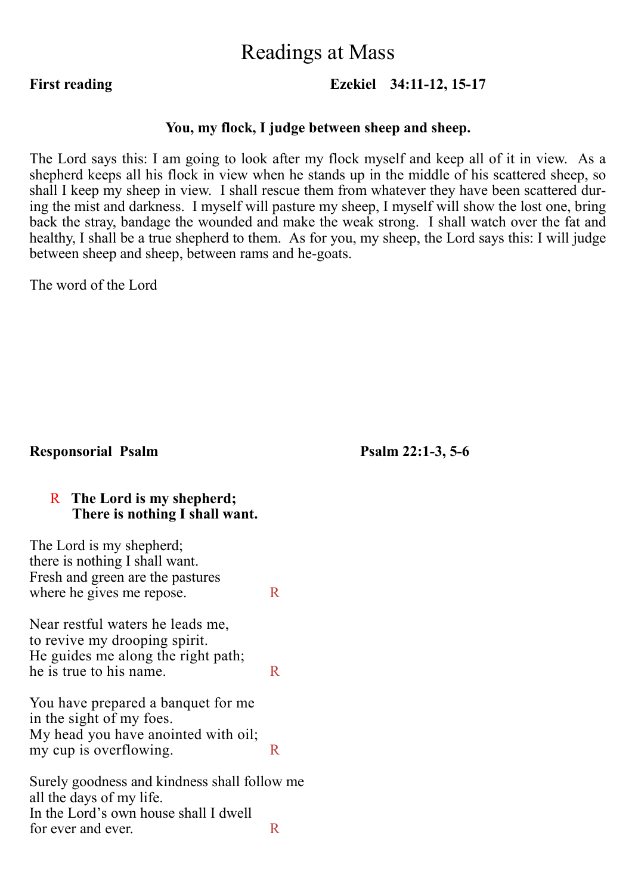# Readings at Mass

**First reading** **Ezekiel 34:11-12, 15-17**

**You, my flock, I judge between sheep and sheep.**

The Lord says this: I am going to look after my flock myself and keep all of it in view. As a shepherd keeps all his flock in view when he stands up in the middle of his scattered sheep, so shall I keep my sheep in view. I shall rescue them from whatever they have been scattered during the mist and darkness. I myself will pasture my sheep, I myself will show the lost one, bring back the stray, bandage the wounded and make the weak strong. I shall watch over the fat and healthy, I shall be a true shepherd to them. As for you, my sheep, the Lord says this: I will judge between sheep and sheep, between rams and he-goats.

The word of the Lord

**Responsorial Psalm** **Psalm 22:1-3, 5-6**

R **The Lord is my shepherd;**
**There is nothing I shall want.**

The Lord is my shepherd;
there is nothing I shall want.
Fresh and green are the pastures
where he gives me repose. R

Near restful waters he leads me,
to revive my drooping spirit.
He guides me along the right path;
he is true to his name. R

You have prepared a banquet for me
in the sight of my foes.
My head you have anointed with oil;
my cup is overflowing. R

Surely goodness and kindness shall follow me
all the days of my life.
In the Lord's own house shall I dwell
for ever and ever. R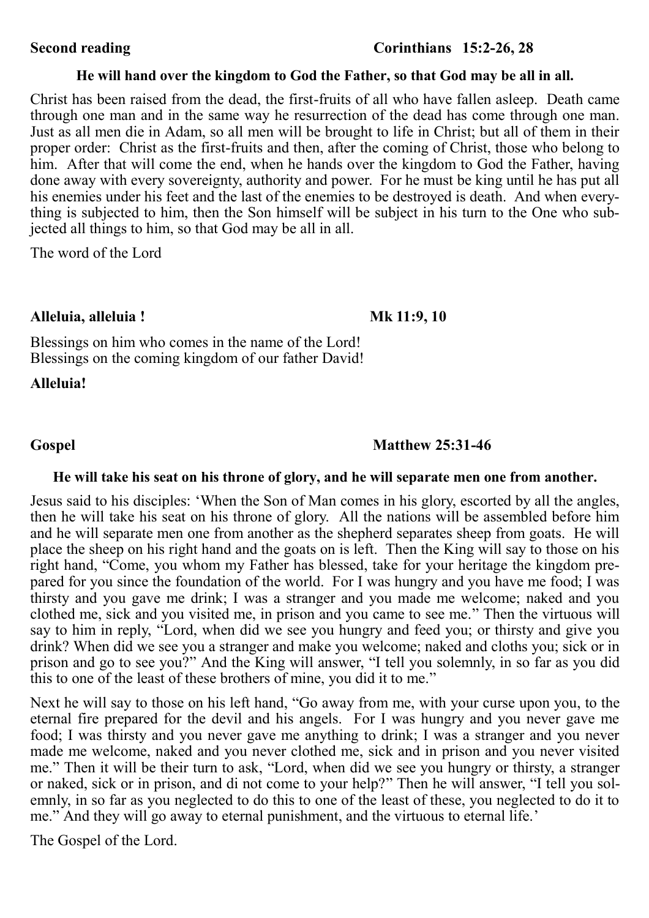**Second reading** **Corinthians 15:2-26, 28**

**He will hand over the kingdom to God the Father, so that God may be all in all.**

Christ has been raised from the dead, the first-fruits of all who have fallen asleep. Death came through one man and in the same way he resurrection of the dead has come through one man. Just as all men die in Adam, so all men will be brought to life in Christ; but all of them in their proper order: Christ as the first-fruits and then, after the coming of Christ, those who belong to him. After that will come the end, when he hands over the kingdom to God the Father, having done away with every sovereignty, authority and power. For he must be king until he has put all his enemies under his feet and the last of the enemies to be destroyed is death. And when everything is subjected to him, then the Son himself will be subject in his turn to the One who subjected all things to him, so that God may be all in all.

The word of the Lord

**Alleluia, alleluia !** **Mk 11:9, 10**

Blessings on him who comes in the name of the Lord!
Blessings on the coming kingdom of our father David!

**Alleluia!**

**Gospel** **Matthew 25:31-46**

**He will take his seat on his throne of glory, and he will separate men one from another.**

Jesus said to his disciples: 'When the Son of Man comes in his glory, escorted by all the angles, then he will take his seat on his throne of glory. All the nations will be assembled before him and he will separate men one from another as the shepherd separates sheep from goats. He will place the sheep on his right hand and the goats on is left. Then the King will say to those on his right hand, "Come, you whom my Father has blessed, take for your heritage the kingdom prepared for you since the foundation of the world. For I was hungry and you have me food; I was thirsty and you gave me drink; I was a stranger and you made me welcome; naked and you clothed me, sick and you visited me, in prison and you came to see me." Then the virtuous will say to him in reply, "Lord, when did we see you hungry and feed you; or thirsty and give you drink? When did we see you a stranger and make you welcome; naked and cloths you; sick or in prison and go to see you?" And the King will answer, "I tell you solemnly, in so far as you did this to one of the least of these brothers of mine, you did it to me."

Next he will say to those on his left hand, "Go away from me, with your curse upon you, to the eternal fire prepared for the devil and his angels. For I was hungry and you never gave me food; I was thirsty and you never gave me anything to drink; I was a stranger and you never made me welcome, naked and you never clothed me, sick and in prison and you never visited me." Then it will be their turn to ask, "Lord, when did we see you hungry or thirsty, a stranger or naked, sick or in prison, and di not come to your help?" Then he will answer, "I tell you solemnly, in so far as you neglected to do this to one of the least of these, you neglected to do it to me." And they will go away to eternal punishment, and the virtuous to eternal life.'

The Gospel of the Lord.